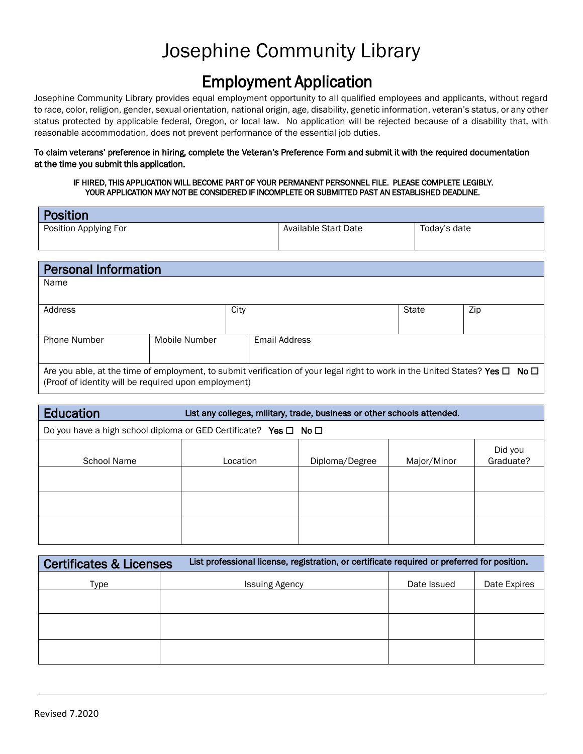# Josephine Community Library

## Employment Application

Josephine Community Library provides equal employment opportunity to all qualified employees and applicants, without regard to race, color, religion, gender, sexual orientation, national origin, age, disability, genetic information, veteran's status, or any other status protected by applicable federal, Oregon, or local law. No application will be rejected because of a disability that, with reasonable accommodation, does not prevent performance of the essential job duties.

**To claim veterans' preference in hiring, complete the Veteran's Preference Form and submit it with the required documentation at the time you submit this application.**

IF HIRED, THIS APPLICATION WILL BECOME PART OF YOUR PERMANENT PERSONNEL FILE. PLEASE COMPLETE LEGIBLY.
YOUR APPLICATION MAY NOT BE CONSIDERED IF INCOMPLETE OR SUBMITTED PAST AN ESTABLISHED DEADLINE.

### Position

| Position Applying For | Available Start Date | Today's date |
|---|---|---|
| | | |

### Personal Information

| Name | | | |
|---|---|---|---|
| **Address** | **City** | **State** | **Zip** |
| | | | |

| Phone Number | Mobile Number | Email Address |
|---|---|---|
| | | |

Are you able, at the time of employment, to submit verification of your legal right to work in the United States? **Yes** ☐ **No** ☐
(Proof of identity will be required upon employment)

### Education

**List any colleges, military, trade, business or other schools attended.**

Do you have a high school diploma or GED Certificate? **Yes** ☐ **No** ☐

| School Name | Location | Diploma/Degree | Major/Minor | Did you Graduate? |
|---|---|---|---|---|
| | | | | |
| | | | | |
| | | | | |

### Certificates & Licenses

**List professional license, registration, or certificate required or preferred for position.**

| Type | Issuing Agency | Date Issued | Date Expires |
|---|---|---|---|
| | | | |
| | | | |
| | | | |

Revised 7.2020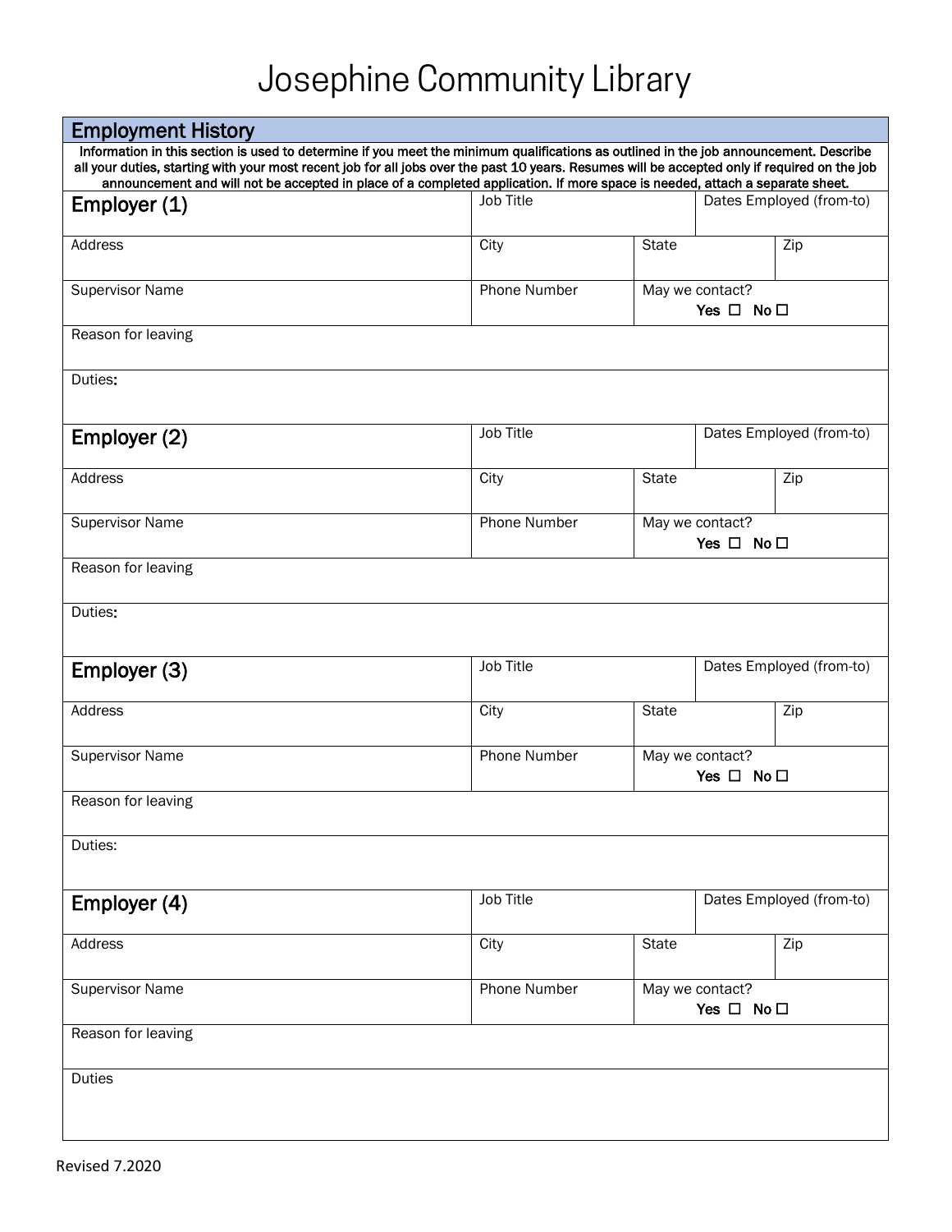# Josephine Community Library

## Employment History

**Information in this section is used to determine if you meet the minimum qualifications as outlined in the job announcement. Describe all your duties, starting with your most recent job for all jobs over the past 10 years. Resumes will be accepted only if required on the job announcement and will not be accepted in place of a completed application. If more space is needed, attach a separate sheet.**

| Employer (1) | Job Title | | Dates Employed (from-to) |
|---|---|---|---|
| Address | City | State | Zip |
| Supervisor Name | Phone Number | May we contact? **Yes** ☐ **No** ☐ | |
| Reason for leaving | | | |
| Duties: | | | |

| Employer (2) | Job Title | | Dates Employed (from-to) |
|---|---|---|---|
| Address | City | State | Zip |
| Supervisor Name | Phone Number | May we contact? **Yes** ☐ **No** ☐ | |
| Reason for leaving | | | |
| Duties: | | | |

| Employer (3) | Job Title | | Dates Employed (from-to) |
|---|---|---|---|
| Address | City | State | Zip |
| Supervisor Name | Phone Number | May we contact? **Yes** ☐ **No** ☐ | |
| Reason for leaving | | | |
| Duties: | | | |

| Employer (4) | Job Title | | Dates Employed (from-to) |
|---|---|---|---|
| Address | City | State | Zip |
| Supervisor Name | Phone Number | May we contact? **Yes** ☐ **No** ☐ | |
| Reason for leaving | | | |
| Duties | | | |

Revised 7.2020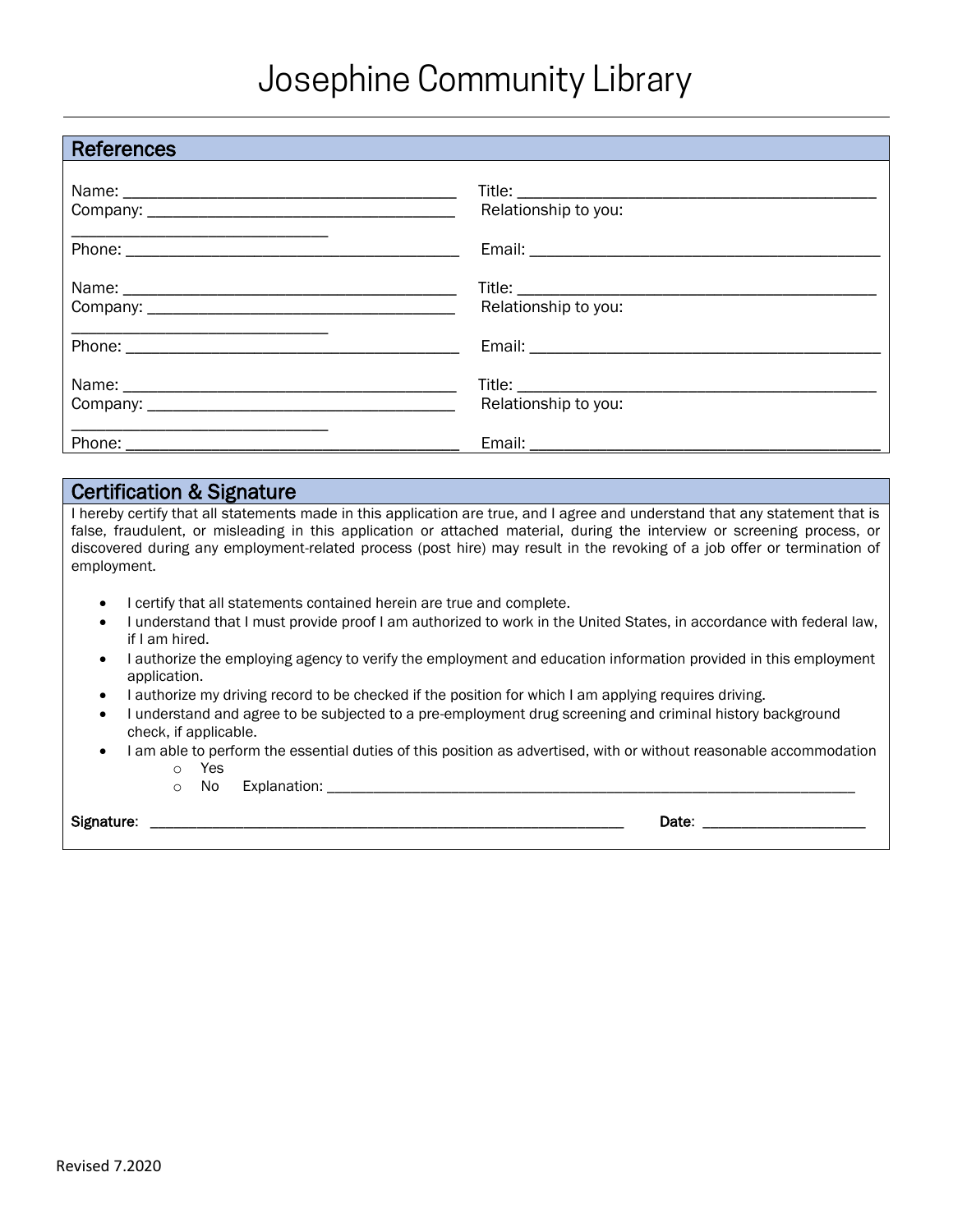# Josephine Community Library

## References

Name: ________________________________________ Title: ____________________________________________
Company: ____________________________________ Relationship to you: _______________________________
Phone: ________________________________________ Email: ___________________________________________

Name: ________________________________________ Title: ____________________________________________
Company: ____________________________________ Relationship to you: _______________________________
Phone: ________________________________________ Email: ___________________________________________

Name: ________________________________________ Title: ____________________________________________
Company: ____________________________________ Relationship to you: _______________________________
Phone: ________________________________________ Email: ___________________________________________

## Certification & Signature

I hereby certify that all statements made in this application are true, and I agree and understand that any statement that is false, fraudulent, or misleading in this application or attached material, during the interview or screening process, or discovered during any employment-related process (post hire) may result in the revoking of a job offer or termination of employment.

- I certify that all statements contained herein are true and complete.
- I understand that I must provide proof I am authorized to work in the United States, in accordance with federal law, if I am hired.
- I authorize the employing agency to verify the employment and education information provided in this employment application.
- I authorize my driving record to be checked if the position for which I am applying requires driving.
- I understand and agree to be subjected to a pre-employment drug screening and criminal history background check, if applicable.
- I am able to perform the essential duties of this position as advertised, with or without reasonable accommodation
  - Yes
  - No Explanation: ______________________________________________________________________

**Signature**: ____________________________________________________________ **Date**: ______________________

Revised 7.2020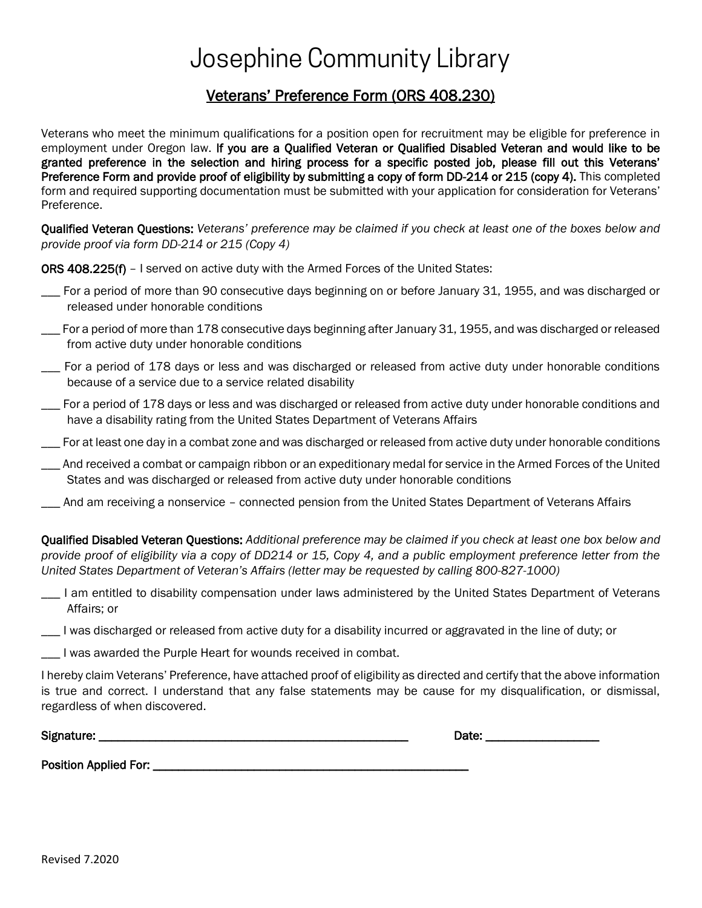# Josephine Community Library

## Veterans' Preference Form (ORS 408.230)

Veterans who meet the minimum qualifications for a position open for recruitment may be eligible for preference in employment under Oregon law. **If you are a Qualified Veteran or Qualified Disabled Veteran and would like to be granted preference in the selection and hiring process for a specific posted job, please fill out this Veterans' Preference Form and provide proof of eligibility by submitting a copy of form DD-214 or 215 (copy 4).** This completed form and required supporting documentation must be submitted with your application for consideration for Veterans' Preference.

**Qualified Veteran Questions:** *Veterans' preference may be claimed if you check at least one of the boxes below and provide proof via form DD-214 or 215 (Copy 4)*

**ORS 408.225(f)** – I served on active duty with the Armed Forces of the United States:

___ For a period of more than 90 consecutive days beginning on or before January 31, 1955, and was discharged or released under honorable conditions

___ For a period of more than 178 consecutive days beginning after January 31, 1955, and was discharged or released from active duty under honorable conditions

___ For a period of 178 days or less and was discharged or released from active duty under honorable conditions because of a service due to a service related disability

___ For a period of 178 days or less and was discharged or released from active duty under honorable conditions and have a disability rating from the United States Department of Veterans Affairs

___ For at least one day in a combat zone and was discharged or released from active duty under honorable conditions

___ And received a combat or campaign ribbon or an expeditionary medal for service in the Armed Forces of the United States and was discharged or released from active duty under honorable conditions

___ And am receiving a nonservice – connected pension from the United States Department of Veterans Affairs

**Qualified Disabled Veteran Questions:** *Additional preference may be claimed if you check at least one box below and provide proof of eligibility via a copy of DD214 or 15, Copy 4, and a public employment preference letter from the United States Department of Veteran's Affairs (letter may be requested by calling 800-827-1000)*

___ I am entitled to disability compensation under laws administered by the United States Department of Veterans Affairs; or

___ I was discharged or released from active duty for a disability incurred or aggravated in the line of duty; or

___ I was awarded the Purple Heart for wounds received in combat.

I hereby claim Veterans' Preference, have attached proof of eligibility as directed and certify that the above information is true and correct. I understand that any false statements may be cause for my disqualification, or dismissal, regardless of when discovered.

**Signature:** ________________________________________ **Date:** ________________

**Position Applied For:** ________________________________________

Revised 7.2020